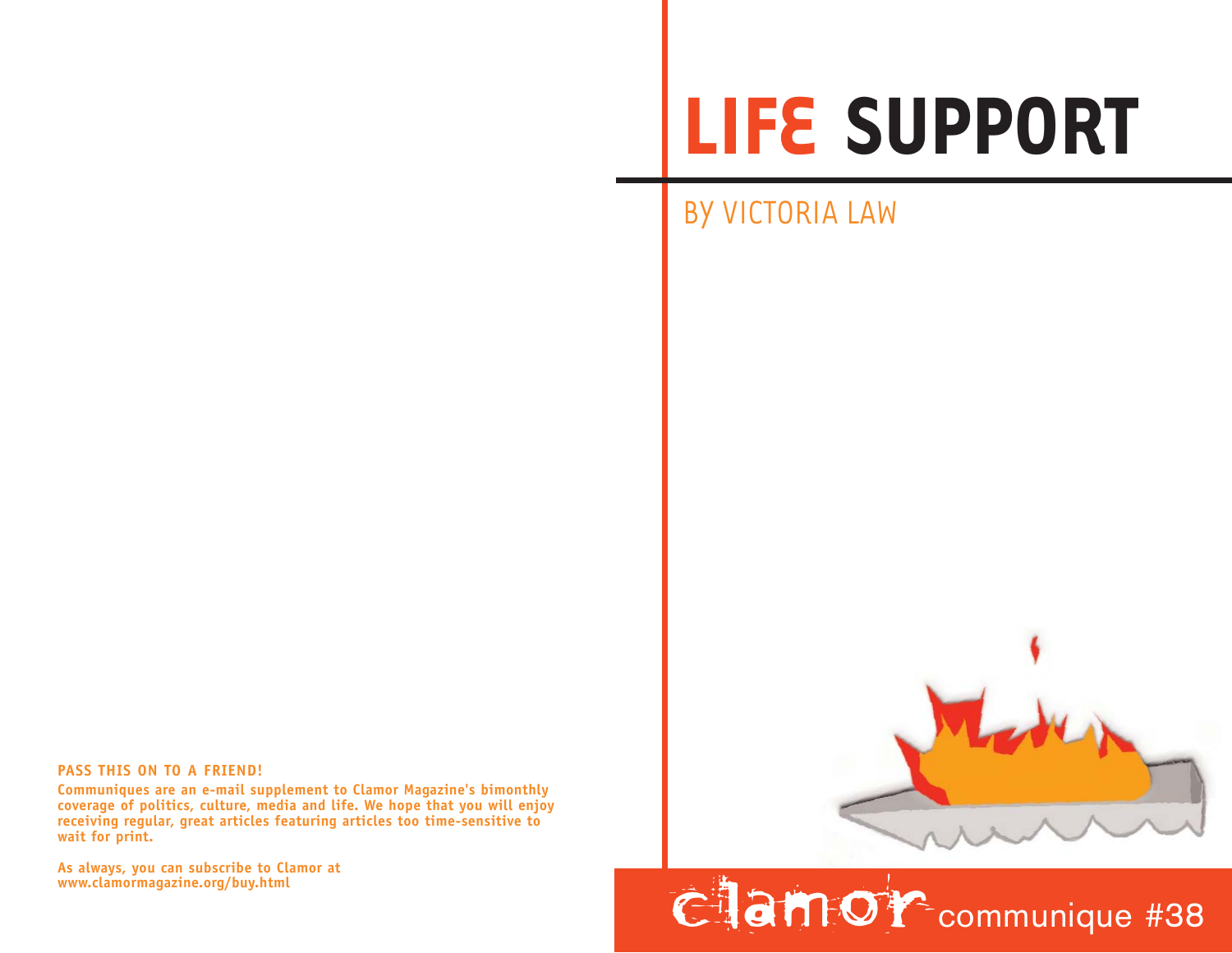# LIFE SUPPORT

BY VICTORIA LAW

**PASS THIS ON TO A FRIEND!**

**Communiques are an e-mail supplement to Clamor Magazine's bimonthly coverage of politics, culture, media and life. We hope that you will enjoy receiving regular, great articles featuring articles too time-sensitive to wait for print.**

**As always, you can subscribe to Clamor at www.clamormagazine.org/buy.html**

clamor communique #38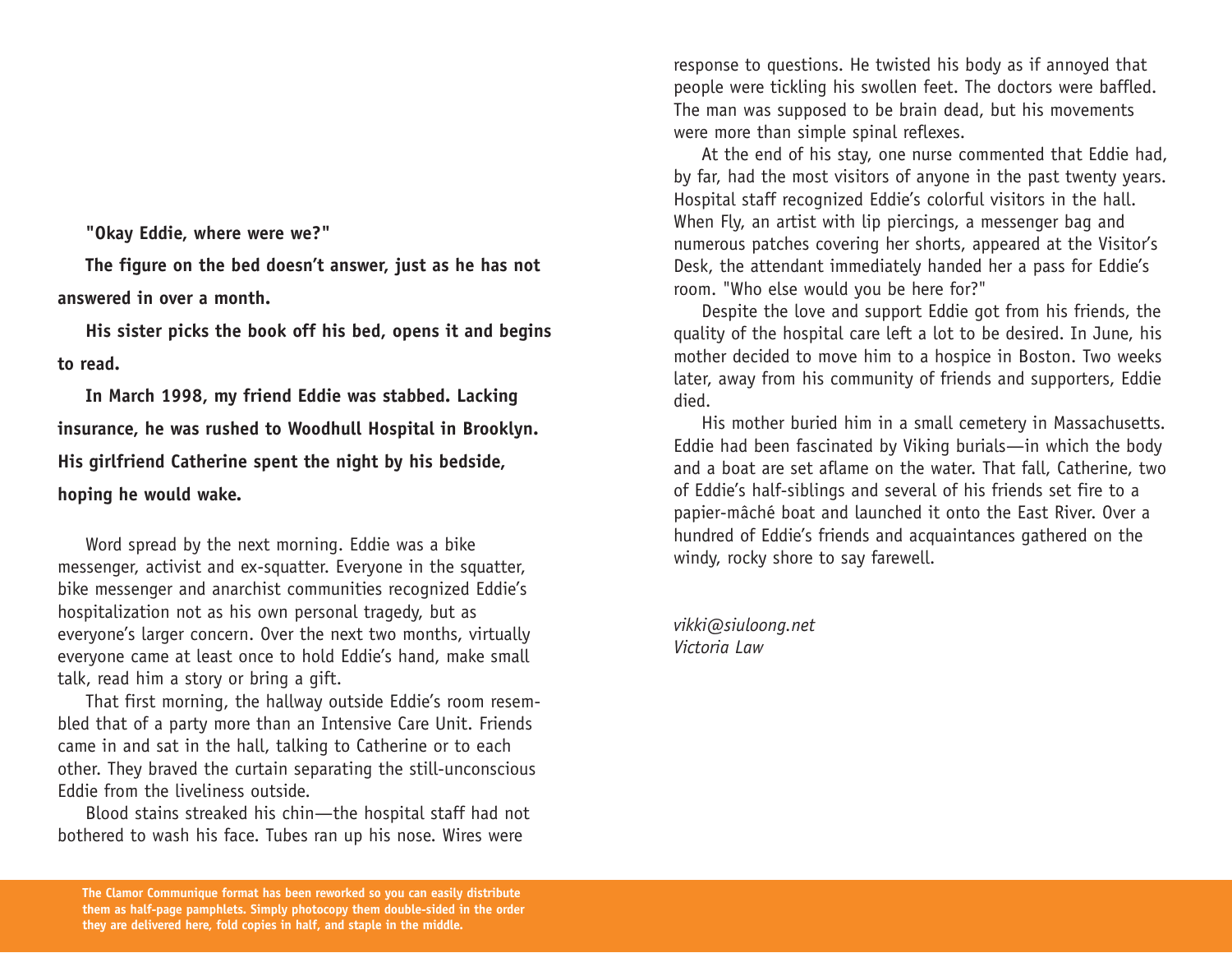**"Okay Eddie, where were we?"**

**The figure on the bed doesn't answer, just as he has not answered in over a month.**

**His sister picks the book off his bed, opens it and begins to read.**

**In March 1998, my friend Eddie was stabbed. Lacking insurance, he was rushed to Woodhull Hospital in Brooklyn. His girlfriend Catherine spent the night by his bedside, hoping he would wake.**

Word spread by the next morning. Eddie was a bike messenger, activist and ex-squatter. Everyone in the squatter, bike messenger and anarchist communities recognized Eddie's hospitalization not as his own personal tragedy, but as everyone's larger concern. Over the next two months, virtually everyone came at least once to hold Eddie's hand, make small talk, read him a story or bring a gift.

That first morning, the hallway outside Eddie's room resembled that of a party more than an Intensive Care Unit. Friends came in and sat in the hall, talking to Catherine or to each other. They braved the curtain separating the still-unconscious Eddie from the liveliness outside.

Blood stains streaked his chin—the hospital staff had not bothered to wash his face. Tubes ran up his nose. Wires were response to questions. He twisted his body as if annoyed that people were tickling his swollen feet. The doctors were baffled. The man was supposed to be brain dead, but his movements were more than simple spinal reflexes.

At the end of his stay, one nurse commented that Eddie had, by far, had the most visitors of anyone in the past twenty years. Hospital staff recognized Eddie's colorful visitors in the hall. When Fly, an artist with lip piercings, a messenger bag and numerous patches covering her shorts, appeared at the Visitor's Desk, the attendant immediately handed her a pass for Eddie's room. "Who else would you be here for?"

Despite the love and support Eddie got from his friends, the quality of the hospital care left a lot to be desired. In June, his mother decided to move him to a hospice in Boston. Two weeks later, away from his community of friends and supporters, Eddie died.

His mother buried him in a small cemetery in Massachusetts. Eddie had been fascinated by Viking burials—in which the body and a boat are set aflame on the water. That fall, Catherine, two of Eddie's half-siblings and several of his friends set fire to a papier-mâché boat and launched it onto the East River. Over a hundred of Eddie's friends and acquaintances gathered on the windy, rocky shore to say farewell.

*vikki@siuloong.net*
*Victoria Law*

**The Clamor Communique format has been reworked so you can easily distribute them as half-page pamphlets. Simply photocopy them double-sided in the order they are delivered here, fold copies in half, and staple in the middle.**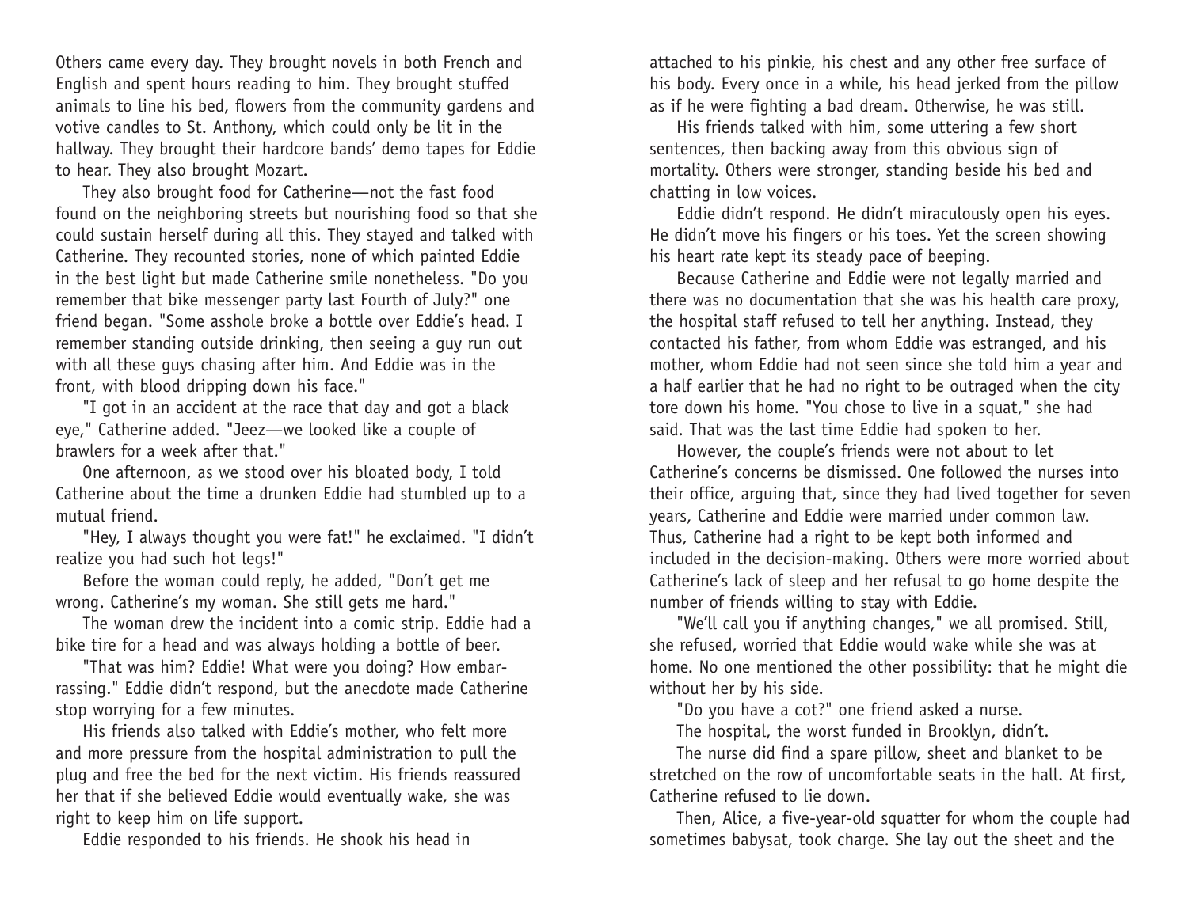Others came every day. They brought novels in both French and English and spent hours reading to him. They brought stuffed animals to line his bed, flowers from the community gardens and votive candles to St. Anthony, which could only be lit in the hallway. They brought their hardcore bands' demo tapes for Eddie to hear. They also brought Mozart.

They also brought food for Catherine—not the fast food found on the neighboring streets but nourishing food so that she could sustain herself during all this. They stayed and talked with Catherine. They recounted stories, none of which painted Eddie in the best light but made Catherine smile nonetheless. "Do you remember that bike messenger party last Fourth of July?" one friend began. "Some asshole broke a bottle over Eddie's head. I remember standing outside drinking, then seeing a guy run out with all these guys chasing after him. And Eddie was in the front, with blood dripping down his face."

"I got in an accident at the race that day and got a black eye," Catherine added. "Jeez—we looked like a couple of brawlers for a week after that."

One afternoon, as we stood over his bloated body, I told Catherine about the time a drunken Eddie had stumbled up to a mutual friend.

"Hey, I always thought you were fat!" he exclaimed. "I didn't realize you had such hot legs!"

Before the woman could reply, he added, "Don't get me wrong. Catherine's my woman. She still gets me hard."

The woman drew the incident into a comic strip. Eddie had a bike tire for a head and was always holding a bottle of beer.

"That was him? Eddie! What were you doing? How embarrassing." Eddie didn't respond, but the anecdote made Catherine stop worrying for a few minutes.

His friends also talked with Eddie's mother, who felt more and more pressure from the hospital administration to pull the plug and free the bed for the next victim. His friends reassured her that if she believed Eddie would eventually wake, she was right to keep him on life support.

Eddie responded to his friends. He shook his head in attached to his pinkie, his chest and any other free surface of his body. Every once in a while, his head jerked from the pillow as if he were fighting a bad dream. Otherwise, he was still.

His friends talked with him, some uttering a few short sentences, then backing away from this obvious sign of mortality. Others were stronger, standing beside his bed and chatting in low voices.

Eddie didn't respond. He didn't miraculously open his eyes. He didn't move his fingers or his toes. Yet the screen showing his heart rate kept its steady pace of beeping.

Because Catherine and Eddie were not legally married and there was no documentation that she was his health care proxy, the hospital staff refused to tell her anything. Instead, they contacted his father, from whom Eddie was estranged, and his mother, whom Eddie had not seen since she told him a year and a half earlier that he had no right to be outraged when the city tore down his home. "You chose to live in a squat," she had said. That was the last time Eddie had spoken to her.

However, the couple's friends were not about to let Catherine's concerns be dismissed. One followed the nurses into their office, arguing that, since they had lived together for seven years, Catherine and Eddie were married under common law. Thus, Catherine had a right to be kept both informed and included in the decision-making. Others were more worried about Catherine's lack of sleep and her refusal to go home despite the number of friends willing to stay with Eddie.

"We'll call you if anything changes," we all promised. Still, she refused, worried that Eddie would wake while she was at home. No one mentioned the other possibility: that he might die without her by his side.

"Do you have a cot?" one friend asked a nurse.

The hospital, the worst funded in Brooklyn, didn't.

The nurse did find a spare pillow, sheet and blanket to be stretched on the row of uncomfortable seats in the hall. At first, Catherine refused to lie down.

Then, Alice, a five-year-old squatter for whom the couple had sometimes babysat, took charge. She lay out the sheet and the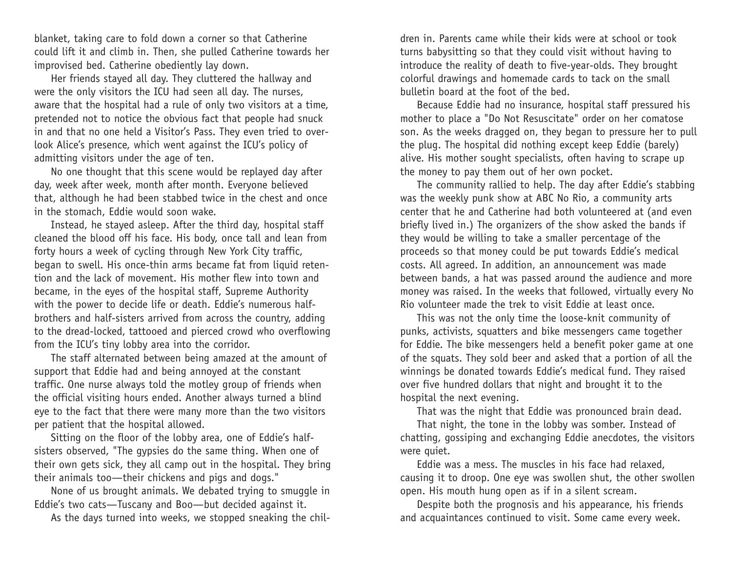blanket, taking care to fold down a corner so that Catherine could lift it and climb in. Then, she pulled Catherine towards her improvised bed. Catherine obediently lay down.

Her friends stayed all day. They cluttered the hallway and were the only visitors the ICU had seen all day. The nurses, aware that the hospital had a rule of only two visitors at a time, pretended not to notice the obvious fact that people had snuck in and that no one held a Visitor's Pass. They even tried to overlook Alice's presence, which went against the ICU's policy of admitting visitors under the age of ten.

No one thought that this scene would be replayed day after day, week after week, month after month. Everyone believed that, although he had been stabbed twice in the chest and once in the stomach, Eddie would soon wake.

Instead, he stayed asleep. After the third day, hospital staff cleaned the blood off his face. His body, once tall and lean from forty hours a week of cycling through New York City traffic, began to swell. His once-thin arms became fat from liquid retention and the lack of movement. His mother flew into town and became, in the eyes of the hospital staff, Supreme Authority with the power to decide life or death. Eddie's numerous half-brothers and half-sisters arrived from across the country, adding to the dread-locked, tattooed and pierced crowd who overflowing from the ICU's tiny lobby area into the corridor.

The staff alternated between being amazed at the amount of support that Eddie had and being annoyed at the constant traffic. One nurse always told the motley group of friends when the official visiting hours ended. Another always turned a blind eye to the fact that there were many more than the two visitors per patient that the hospital allowed.

Sitting on the floor of the lobby area, one of Eddie's half-sisters observed, "The gypsies do the same thing. When one of their own gets sick, they all camp out in the hospital. They bring their animals too—their chickens and pigs and dogs."

None of us brought animals. We debated trying to smuggle in Eddie's two cats—Tuscany and Boo—but decided against it.

As the days turned into weeks, we stopped sneaking the children in. Parents came while their kids were at school or took turns babysitting so that they could visit without having to introduce the reality of death to five-year-olds. They brought colorful drawings and homemade cards to tack on the small bulletin board at the foot of the bed.

Because Eddie had no insurance, hospital staff pressured his mother to place a "Do Not Resuscitate" order on her comatose son. As the weeks dragged on, they began to pressure her to pull the plug. The hospital did nothing except keep Eddie (barely) alive. His mother sought specialists, often having to scrape up the money to pay them out of her own pocket.

The community rallied to help. The day after Eddie's stabbing was the weekly punk show at ABC No Rio, a community arts center that he and Catherine had both volunteered at (and even briefly lived in.) The organizers of the show asked the bands if they would be willing to take a smaller percentage of the proceeds so that money could be put towards Eddie's medical costs. All agreed. In addition, an announcement was made between bands, a hat was passed around the audience and more money was raised. In the weeks that followed, virtually every No Rio volunteer made the trek to visit Eddie at least once.

This was not the only time the loose-knit community of punks, activists, squatters and bike messengers came together for Eddie. The bike messengers held a benefit poker game at one of the squats. They sold beer and asked that a portion of all the winnings be donated towards Eddie's medical fund. They raised over five hundred dollars that night and brought it to the hospital the next evening.

That was the night that Eddie was pronounced brain dead.

That night, the tone in the lobby was somber. Instead of chatting, gossiping and exchanging Eddie anecdotes, the visitors were quiet.

Eddie was a mess. The muscles in his face had relaxed, causing it to droop. One eye was swollen shut, the other swollen open. His mouth hung open as if in a silent scream.

Despite both the prognosis and his appearance, his friends and acquaintances continued to visit. Some came every week.